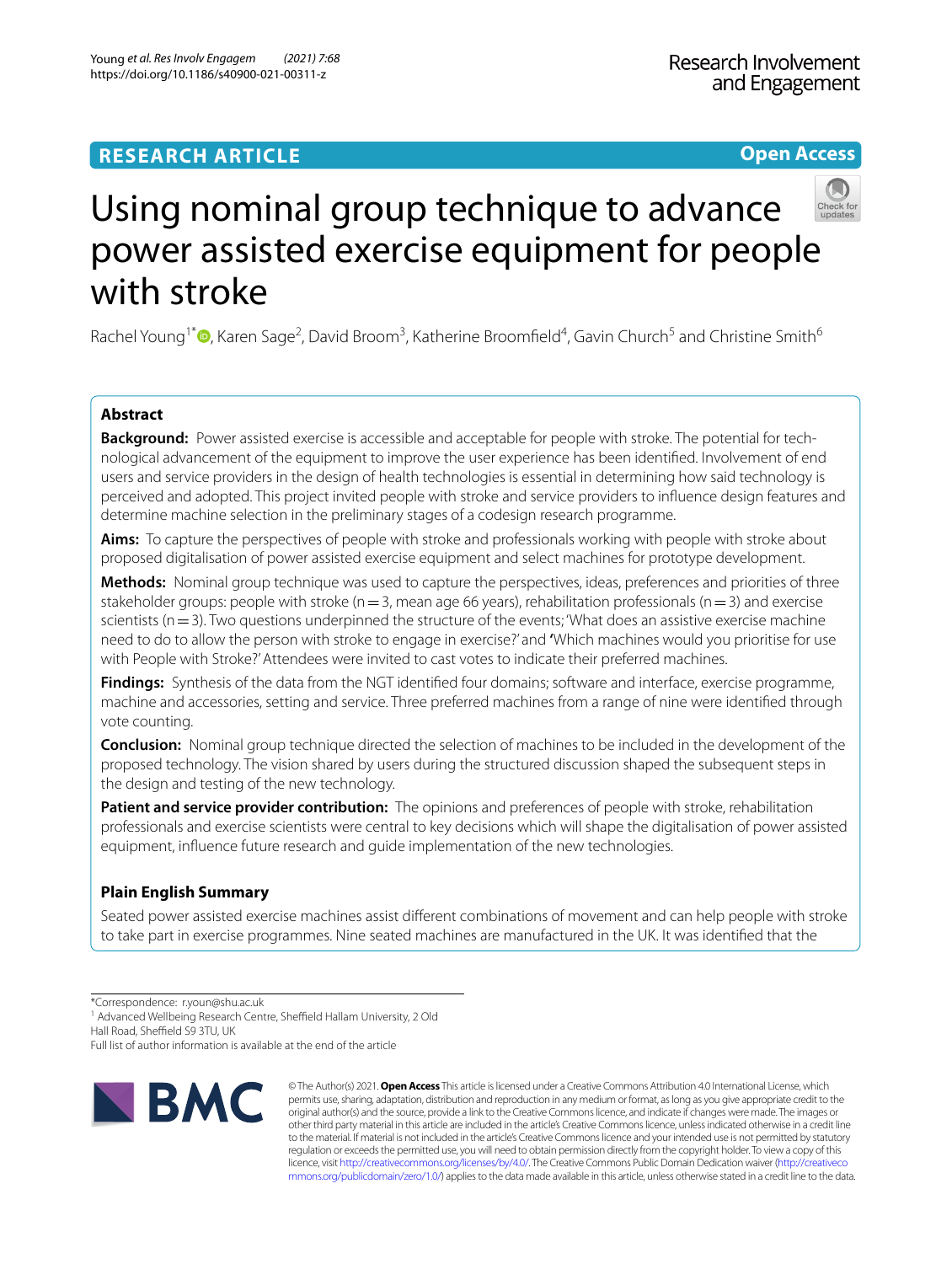RESEARCH ARTICLE

Open Access

# Using nominal group technique to advance power assisted exercise equipment for people with stroke

Rachel Young[1*], Karen Sage[2], David Broom[3], Katherine Broomfield[4], Gavin Church[5] and Christine Smith[6]

## Abstract

**Background:** Power assisted exercise is accessible and acceptable for people with stroke. The potential for technological advancement of the equipment to improve the user experience has been identified. Involvement of end users and service providers in the design of health technologies is essential in determining how said technology is perceived and adopted. This project invited people with stroke and service providers to influence design features and determine machine selection in the preliminary stages of a codesign research programme.

**Aims:** To capture the perspectives of people with stroke and professionals working with people with stroke about proposed digitalisation of power assisted exercise equipment and select machines for prototype development.

**Methods:** Nominal group technique was used to capture the perspectives, ideas, preferences and priorities of three stakeholder groups: people with stroke (n = 3, mean age 66 years), rehabilitation professionals (n = 3) and exercise scientists (n = 3). Two questions underpinned the structure of the events; 'What does an assistive exercise machine need to do to allow the person with stroke to engage in exercise?' and 'Which machines would you prioritise for use with People with Stroke?' Attendees were invited to cast votes to indicate their preferred machines.

**Findings:** Synthesis of the data from the NGT identified four domains; software and interface, exercise programme, machine and accessories, setting and service. Three preferred machines from a range of nine were identified through vote counting.

**Conclusion:** Nominal group technique directed the selection of machines to be included in the development of the proposed technology. The vision shared by users during the structured discussion shaped the subsequent steps in the design and testing of the new technology.

**Patient and service provider contribution:** The opinions and preferences of people with stroke, rehabilitation professionals and exercise scientists were central to key decisions which will shape the digitalisation of power assisted equipment, influence future research and guide implementation of the new technologies.

## Plain English Summary

Seated power assisted exercise machines assist different combinations of movement and can help people with stroke to take part in exercise programmes. Nine seated machines are manufactured in the UK. It was identified that the

*Correspondence: r.youn@shu.ac.uk
[1] Advanced Wellbeing Research Centre, Sheffield Hallam University, 2 Old Hall Road, Sheffield S9 3TU, UK
Full list of author information is available at the end of the article

© The Author(s) 2021. **Open Access** This article is licensed under a Creative Commons Attribution 4.0 International License, which permits use, sharing, adaptation, distribution and reproduction in any medium or format, as long as you give appropriate credit to the original author(s) and the source, provide a link to the Creative Commons licence, and indicate if changes were made. The images or other third party material in this article are included in the article's Creative Commons licence, unless indicated otherwise in a credit line to the material. If material is not included in the article's Creative Commons licence and your intended use is not permitted by statutory regulation or exceeds the permitted use, you will need to obtain permission directly from the copyright holder. To view a copy of this licence, visit http://creativecommons.org/licenses/by/4.0/. The Creative Commons Public Domain Dedication waiver (http://creativecommons.org/publicdomain/zero/1.0/) applies to the data made available in this article, unless otherwise stated in a credit line to the data.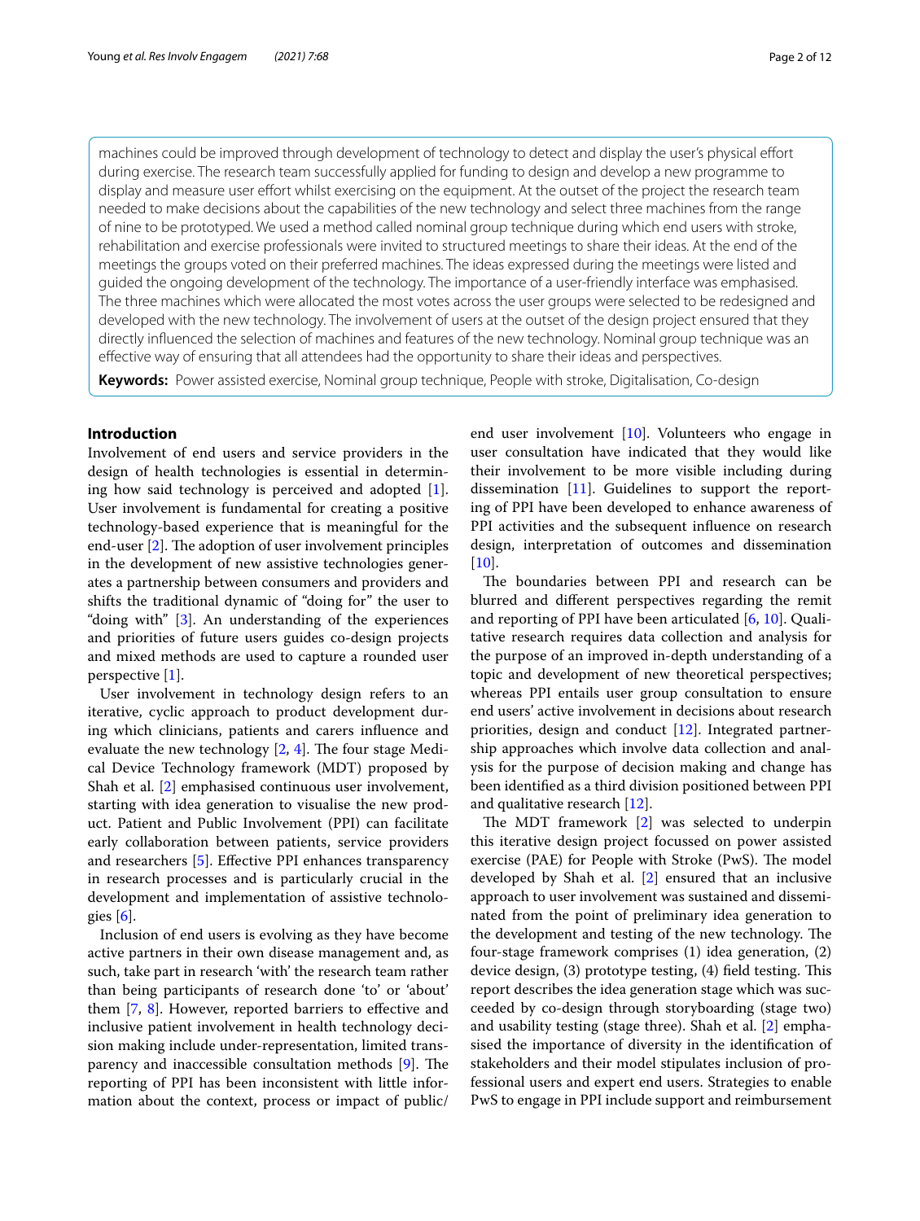machines could be improved through development of technology to detect and display the user's physical effort during exercise. The research team successfully applied for funding to design and develop a new programme to display and measure user effort whilst exercising on the equipment. At the outset of the project the research team needed to make decisions about the capabilities of the new technology and select three machines from the range of nine to be prototyped. We used a method called nominal group technique during which end users with stroke, rehabilitation and exercise professionals were invited to structured meetings to share their ideas. At the end of the meetings the groups voted on their preferred machines. The ideas expressed during the meetings were listed and guided the ongoing development of the technology. The importance of a user-friendly interface was emphasised. The three machines which were allocated the most votes across the user groups were selected to be redesigned and developed with the new technology. The involvement of users at the outset of the design project ensured that they directly influenced the selection of machines and features of the new technology. Nominal group technique was an effective way of ensuring that all attendees had the opportunity to share their ideas and perspectives.

**Keywords:** Power assisted exercise, Nominal group technique, People with stroke, Digitalisation, Co-design

## Introduction

Involvement of end users and service providers in the design of health technologies is essential in determining how said technology is perceived and adopted [1]. User involvement is fundamental for creating a positive technology-based experience that is meaningful for the end-user [2]. The adoption of user involvement principles in the development of new assistive technologies generates a partnership between consumers and providers and shifts the traditional dynamic of "doing for" the user to "doing with" [3]. An understanding of the experiences and priorities of future users guides co-design projects and mixed methods are used to capture a rounded user perspective [1].

User involvement in technology design refers to an iterative, cyclic approach to product development during which clinicians, patients and carers influence and evaluate the new technology [2, 4]. The four stage Medical Device Technology framework (MDT) proposed by Shah et al. [2] emphasised continuous user involvement, starting with idea generation to visualise the new product. Patient and Public Involvement (PPI) can facilitate early collaboration between patients, service providers and researchers [5]. Effective PPI enhances transparency in research processes and is particularly crucial in the development and implementation of assistive technologies [6].

Inclusion of end users is evolving as they have become active partners in their own disease management and, as such, take part in research 'with' the research team rather than being participants of research done 'to' or 'about' them [7, 8]. However, reported barriers to effective and inclusive patient involvement in health technology decision making include under-representation, limited transparency and inaccessible consultation methods [9]. The reporting of PPI has been inconsistent with little information about the context, process or impact of public/end user involvement [10]. Volunteers who engage in user consultation have indicated that they would like their involvement to be more visible including during dissemination [11]. Guidelines to support the reporting of PPI have been developed to enhance awareness of PPI activities and the subsequent influence on research design, interpretation of outcomes and dissemination [10].

The boundaries between PPI and research can be blurred and different perspectives regarding the remit and reporting of PPI have been articulated [6, 10]. Qualitative research requires data collection and analysis for the purpose of an improved in-depth understanding of a topic and development of new theoretical perspectives; whereas PPI entails user group consultation to ensure end users' active involvement in decisions about research priorities, design and conduct [12]. Integrated partnership approaches which involve data collection and analysis for the purpose of decision making and change has been identified as a third division positioned between PPI and qualitative research [12].

The MDT framework [2] was selected to underpin this iterative design project focussed on power assisted exercise (PAE) for People with Stroke (PwS). The model developed by Shah et al. [2] ensured that an inclusive approach to user involvement was sustained and disseminated from the point of preliminary idea generation to the development and testing of the new technology. The four-stage framework comprises (1) idea generation, (2) device design, (3) prototype testing, (4) field testing. This report describes the idea generation stage which was succeeded by co-design through storyboarding (stage two) and usability testing (stage three). Shah et al. [2] emphasised the importance of diversity in the identification of stakeholders and their model stipulates inclusion of professional users and expert end users. Strategies to enable PwS to engage in PPI include support and reimbursement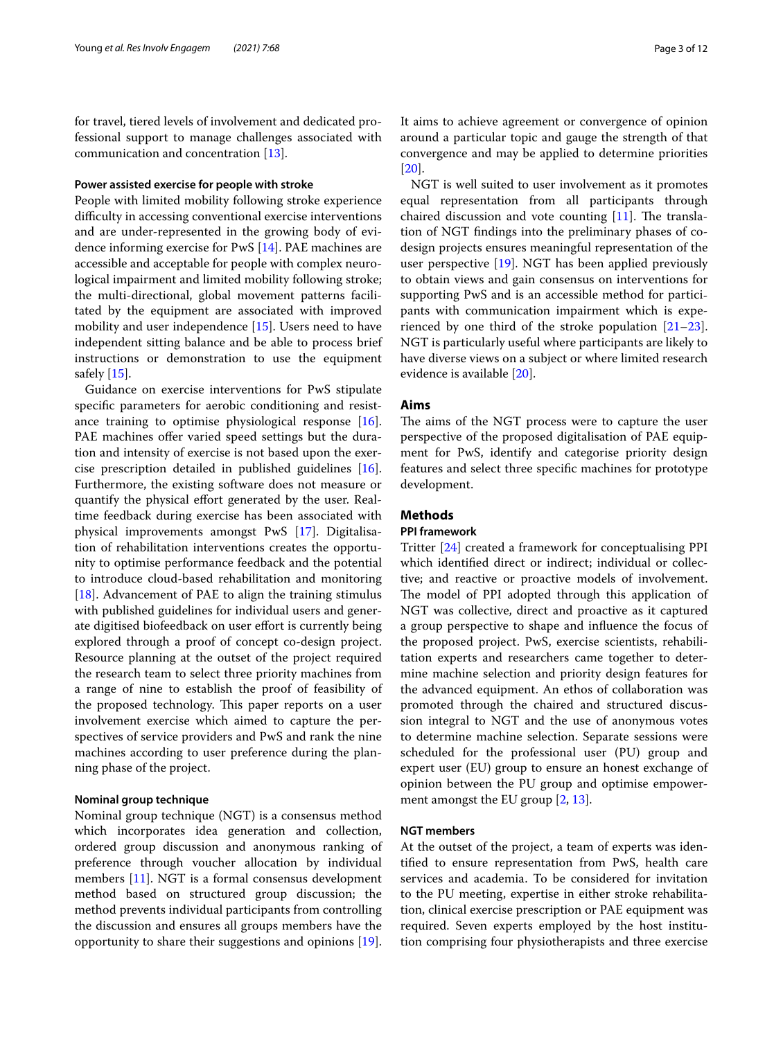for travel, tiered levels of involvement and dedicated professional support to manage challenges associated with communication and concentration [13].

### Power assisted exercise for people with stroke

People with limited mobility following stroke experience difficulty in accessing conventional exercise interventions and are under-represented in the growing body of evidence informing exercise for PwS [14]. PAE machines are accessible and acceptable for people with complex neurological impairment and limited mobility following stroke; the multi-directional, global movement patterns facilitated by the equipment are associated with improved mobility and user independence [15]. Users need to have independent sitting balance and be able to process brief instructions or demonstration to use the equipment safely [15].

Guidance on exercise interventions for PwS stipulate specific parameters for aerobic conditioning and resistance training to optimise physiological response [16]. PAE machines offer varied speed settings but the duration and intensity of exercise is not based upon the exercise prescription detailed in published guidelines [16]. Furthermore, the existing software does not measure or quantify the physical effort generated by the user. Real-time feedback during exercise has been associated with physical improvements amongst PwS [17]. Digitalisation of rehabilitation interventions creates the opportunity to optimise performance feedback and the potential to introduce cloud-based rehabilitation and monitoring [18]. Advancement of PAE to align the training stimulus with published guidelines for individual users and generate digitised biofeedback on user effort is currently being explored through a proof of concept co-design project. Resource planning at the outset of the project required the research team to select three priority machines from a range of nine to establish the proof of feasibility of the proposed technology. This paper reports on a user involvement exercise which aimed to capture the perspectives of service providers and PwS and rank the nine machines according to user preference during the planning phase of the project.

### Nominal group technique

Nominal group technique (NGT) is a consensus method which incorporates idea generation and collection, ordered group discussion and anonymous ranking of preference through voucher allocation by individual members [11]. NGT is a formal consensus development method based on structured group discussion; the method prevents individual participants from controlling the discussion and ensures all groups members have the opportunity to share their suggestions and opinions [19]. It aims to achieve agreement or convergence of opinion around a particular topic and gauge the strength of that convergence and may be applied to determine priorities [20].

NGT is well suited to user involvement as it promotes equal representation from all participants through chaired discussion and vote counting [11]. The translation of NGT findings into the preliminary phases of co-design projects ensures meaningful representation of the user perspective [19]. NGT has been applied previously to obtain views and gain consensus on interventions for supporting PwS and is an accessible method for participants with communication impairment which is experienced by one third of the stroke population [21–23]. NGT is particularly useful where participants are likely to have diverse views on a subject or where limited research evidence is available [20].

## Aims

The aims of the NGT process were to capture the user perspective of the proposed digitalisation of PAE equipment for PwS, identify and categorise priority design features and select three specific machines for prototype development.

## Methods

### PPI framework

Tritter [24] created a framework for conceptualising PPI which identified direct or indirect; individual or collective; and reactive or proactive models of involvement. The model of PPI adopted through this application of NGT was collective, direct and proactive as it captured a group perspective to shape and influence the focus of the proposed project. PwS, exercise scientists, rehabilitation experts and researchers came together to determine machine selection and priority design features for the advanced equipment. An ethos of collaboration was promoted through the chaired and structured discussion integral to NGT and the use of anonymous votes to determine machine selection. Separate sessions were scheduled for the professional user (PU) group and expert user (EU) group to ensure an honest exchange of opinion between the PU group and optimise empowerment amongst the EU group [2, 13].

### NGT members

At the outset of the project, a team of experts was identified to ensure representation from PwS, health care services and academia. To be considered for invitation to the PU meeting, expertise in either stroke rehabilitation, clinical exercise prescription or PAE equipment was required. Seven experts employed by the host institution comprising four physiotherapists and three exercise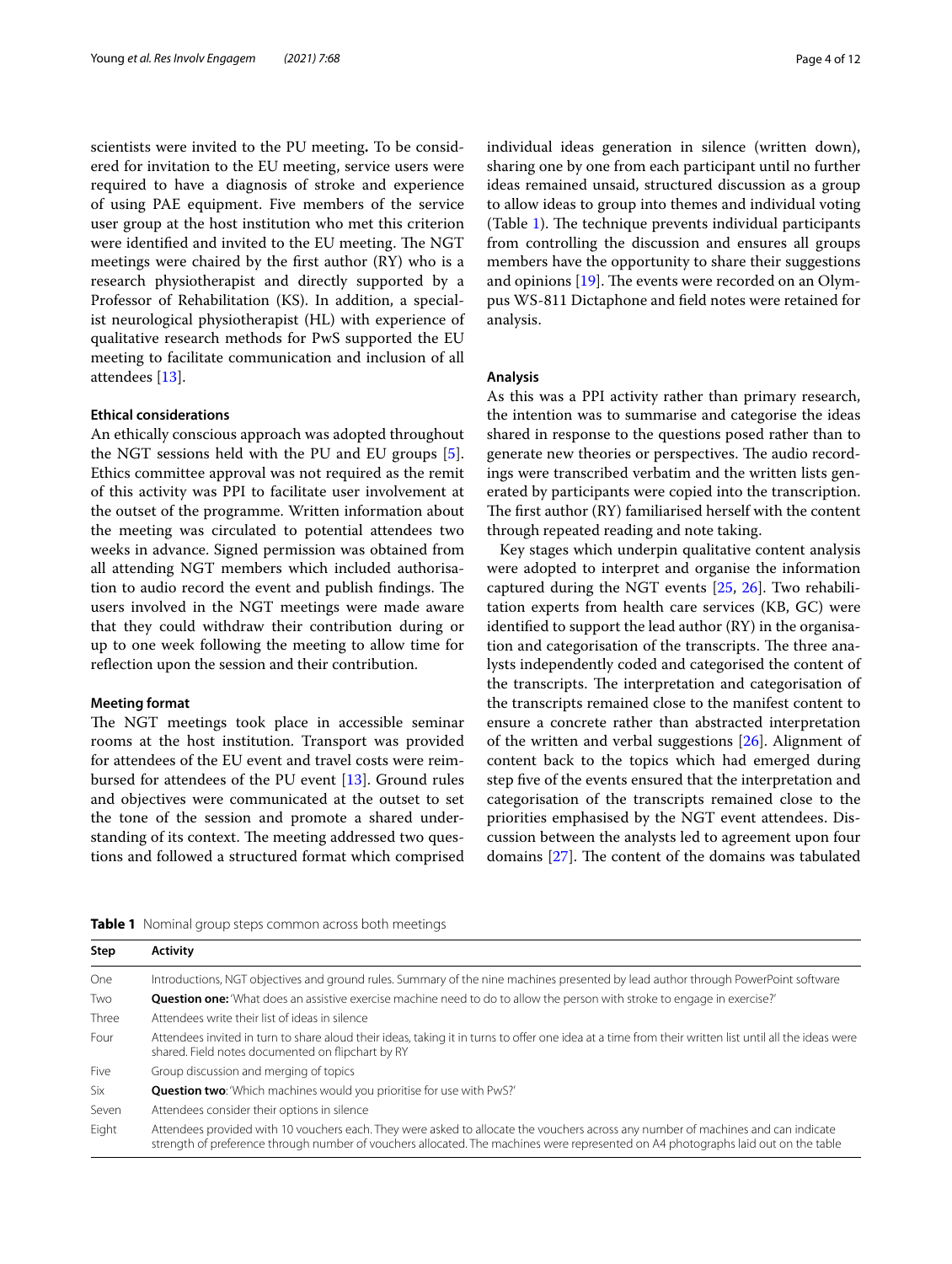scientists were invited to the PU meeting**.** To be considered for invitation to the EU meeting, service users were required to have a diagnosis of stroke and experience of using PAE equipment. Five members of the service user group at the host institution who met this criterion were identified and invited to the EU meeting. The NGT meetings were chaired by the first author (RY) who is a research physiotherapist and directly supported by a Professor of Rehabilitation (KS). In addition, a specialist neurological physiotherapist (HL) with experience of qualitative research methods for PwS supported the EU meeting to facilitate communication and inclusion of all attendees [13].

### Ethical considerations

An ethically conscious approach was adopted throughout the NGT sessions held with the PU and EU groups [5]. Ethics committee approval was not required as the remit of this activity was PPI to facilitate user involvement at the outset of the programme. Written information about the meeting was circulated to potential attendees two weeks in advance. Signed permission was obtained from all attending NGT members which included authorisation to audio record the event and publish findings. The users involved in the NGT meetings were made aware that they could withdraw their contribution during or up to one week following the meeting to allow time for reflection upon the session and their contribution.

### Meeting format

The NGT meetings took place in accessible seminar rooms at the host institution. Transport was provided for attendees of the EU event and travel costs were reimbursed for attendees of the PU event [13]. Ground rules and objectives were communicated at the outset to set the tone of the session and promote a shared understanding of its context. The meeting addressed two questions and followed a structured format which comprised individual ideas generation in silence (written down), sharing one by one from each participant until no further ideas remained unsaid, structured discussion as a group to allow ideas to group into themes and individual voting (Table 1). The technique prevents individual participants from controlling the discussion and ensures all groups members have the opportunity to share their suggestions and opinions [19]. The events were recorded on an Olympus WS-811 Dictaphone and field notes were retained for analysis.

### Analysis

As this was a PPI activity rather than primary research, the intention was to summarise and categorise the ideas shared in response to the questions posed rather than to generate new theories or perspectives. The audio recordings were transcribed verbatim and the written lists generated by participants were copied into the transcription. The first author (RY) familiarised herself with the content through repeated reading and note taking.

Key stages which underpin qualitative content analysis were adopted to interpret and organise the information captured during the NGT events [25, 26]. Two rehabilitation experts from health care services (KB, GC) were identified to support the lead author (RY) in the organisation and categorisation of the transcripts. The three analysts independently coded and categorised the content of the transcripts. The interpretation and categorisation of the transcripts remained close to the manifest content to ensure a concrete rather than abstracted interpretation of the written and verbal suggestions [26]. Alignment of content back to the topics which had emerged during step five of the events ensured that the interpretation and categorisation of the transcripts remained close to the priorities emphasised by the NGT event attendees. Discussion between the analysts led to agreement upon four domains [27]. The content of the domains was tabulated

**Table 1** Nominal group steps common across both meetings

| Step | Activity |
|---|---|
| One | Introductions, NGT objectives and ground rules. Summary of the nine machines presented by lead author through PowerPoint software |
| Two | **Question one:** 'What does an assistive exercise machine need to do to allow the person with stroke to engage in exercise?' |
| Three | Attendees write their list of ideas in silence |
| Four | Attendees invited in turn to share aloud their ideas, taking it in turns to offer one idea at a time from their written list until all the ideas were shared. Field notes documented on flipchart by RY |
| Five | Group discussion and merging of topics |
| Six | **Question two**: 'Which machines would you prioritise for use with PwS?' |
| Seven | Attendees consider their options in silence |
| Eight | Attendees provided with 10 vouchers each. They were asked to allocate the vouchers across any number of machines and can indicate strength of preference through number of vouchers allocated. The machines were represented on A4 photographs laid out on the table |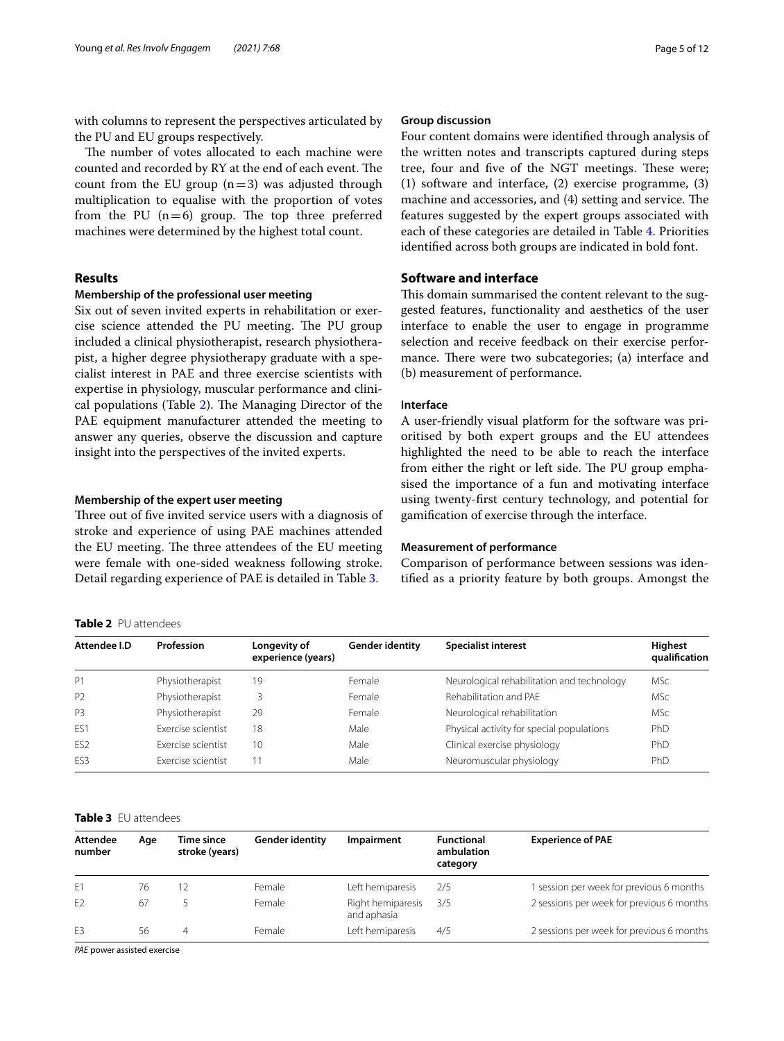with columns to represent the perspectives articulated by the PU and EU groups respectively.

The number of votes allocated to each machine were counted and recorded by RY at the end of each event. The count from the EU group (n = 3) was adjusted through multiplication to equalise with the proportion of votes from the PU (n = 6) group. The top three preferred machines were determined by the highest total count.

## Results

### Membership of the professional user meeting

Six out of seven invited experts in rehabilitation or exercise science attended the PU meeting. The PU group included a clinical physiotherapist, research physiotherapist, a higher degree physiotherapy graduate with a specialist interest in PAE and three exercise scientists with expertise in physiology, muscular performance and clinical populations (Table 2). The Managing Director of the PAE equipment manufacturer attended the meeting to answer any queries, observe the discussion and capture insight into the perspectives of the invited experts.

### Membership of the expert user meeting

Three out of five invited service users with a diagnosis of stroke and experience of using PAE machines attended the EU meeting. The three attendees of the EU meeting were female with one-sided weakness following stroke. Detail regarding experience of PAE is detailed in Table 3.

### Group discussion

Four content domains were identified through analysis of the written notes and transcripts captured during steps tree, four and five of the NGT meetings. These were; (1) software and interface, (2) exercise programme, (3) machine and accessories, and (4) setting and service. The features suggested by the expert groups associated with each of these categories are detailed in Table 4. Priorities identified across both groups are indicated in bold font.

## Software and interface

This domain summarised the content relevant to the suggested features, functionality and aesthetics of the user interface to enable the user to engage in programme selection and receive feedback on their exercise performance. There were two subcategories; (a) interface and (b) measurement of performance.

### Interface

A user-friendly visual platform for the software was prioritised by both expert groups and the EU attendees highlighted the need to be able to reach the interface from either the right or left side. The PU group emphasised the importance of a fun and motivating interface using twenty-first century technology, and potential for gamification of exercise through the interface.

### Measurement of performance

Comparison of performance between sessions was identified as a priority feature by both groups. Amongst the

**Table 2** PU attendees

| Attendee I.D | Profession | Longevity of experience (years) | Gender identity | Specialist interest | Highest qualification |
|---|---|---|---|---|---|
| P1 | Physiotherapist | 19 | Female | Neurological rehabilitation and technology | MSc |
| P2 | Physiotherapist | 3 | Female | Rehabilitation and PAE | MSc |
| P3 | Physiotherapist | 29 | Female | Neurological rehabilitation | MSc |
| ES1 | Exercise scientist | 18 | Male | Physical activity for special populations | PhD |
| ES2 | Exercise scientist | 10 | Male | Clinical exercise physiology | PhD |
| ES3 | Exercise scientist | 11 | Male | Neuromuscular physiology | PhD |

**Table 3** EU attendees

| Attendee number | Age | Time since stroke (years) | Gender identity | Impairment | Functional ambulation category | Experience of PAE |
|---|---|---|---|---|---|---|
| E1 | 76 | 12 | Female | Left hemiparesis | 2/5 | 1 session per week for previous 6 months |
| E2 | 67 | 5 | Female | Right hemiparesis and aphasia | 3/5 | 2 sessions per week for previous 6 months |
| E3 | 56 | 4 | Female | Left hemiparesis | 4/5 | 2 sessions per week for previous 6 months |

*PAE* power assisted exercise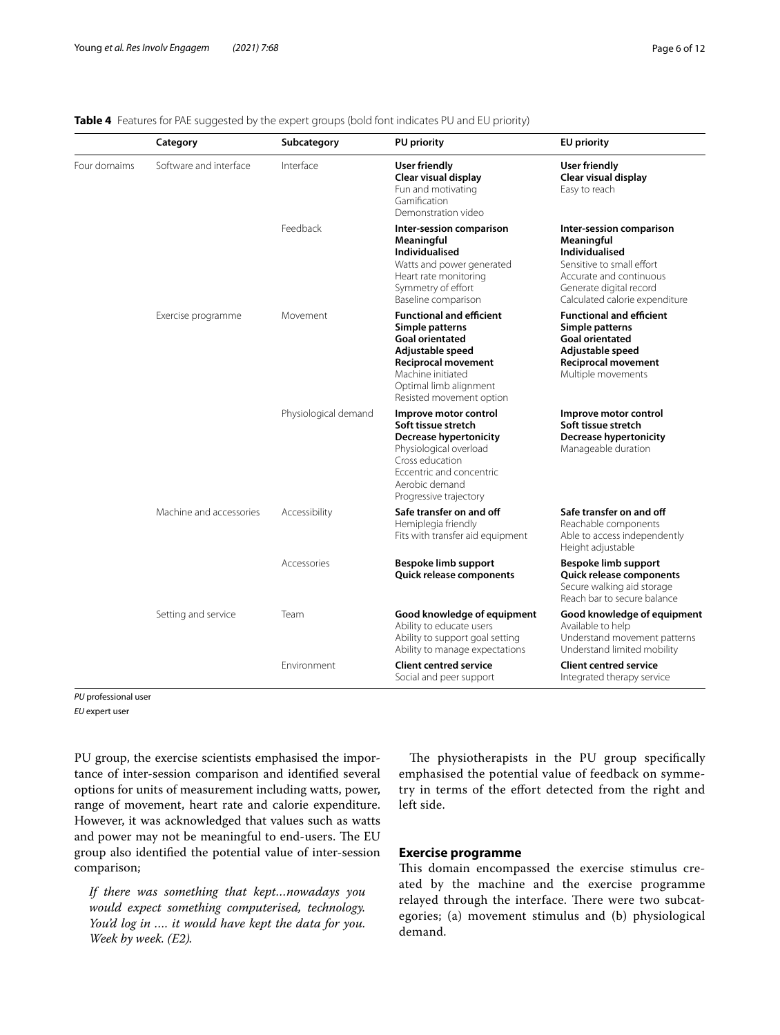**Table 4** Features for PAE suggested by the expert groups (bold font indicates PU and EU priority)

| | Category | Subcategory | PU priority | EU priority |
|---|---|---|---|---|
| Four domaims | Software and interface | Interface | **User friendly**<br>**Clear visual display**<br>Fun and motivating<br>Gamification<br>Demonstration video | **User friendly**<br>**Clear visual display**<br>Easy to reach |
| | | Feedback | **Inter-session comparison**<br>**Meaningful**<br>**Individualised**<br>Watts and power generated<br>Heart rate monitoring<br>Symmetry of effort<br>Baseline comparison | **Inter-session comparison**<br>**Meaningful**<br>**Individualised**<br>Sensitive to small effort<br>Accurate and continuous<br>Generate digital record<br>Calculated calorie expenditure |
| | Exercise programme | Movement | **Functional and efficient**<br>**Simple patterns**<br>**Goal orientated**<br>**Adjustable speed**<br>**Reciprocal movement**<br>Machine initiated<br>Optimal limb alignment<br>Resisted movement option | **Functional and efficient**<br>**Simple patterns**<br>**Goal orientated**<br>**Adjustable speed**<br>**Reciprocal movement**<br>Multiple movements |
| | | Physiological demand | **Improve motor control**<br>**Soft tissue stretch**<br>**Decrease hypertonicity**<br>Physiological overload<br>Cross education<br>Eccentric and concentric<br>Aerobic demand<br>Progressive trajectory | **Improve motor control**<br>**Soft tissue stretch**<br>**Decrease hypertonicity**<br>Manageable duration |
| | Machine and accessories | Accessibility | **Safe transfer on and off**<br>Hemiplegia friendly<br>Fits with transfer aid equipment | **Safe transfer on and off**<br>Reachable components<br>Able to access independently<br>Height adjustable |
| | | Accessories | **Bespoke limb support**<br>**Quick release components** | **Bespoke limb support**<br>**Quick release components**<br>Secure walking aid storage<br>Reach bar to secure balance |
| | Setting and service | Team | **Good knowledge of equipment**<br>Ability to educate users<br>Ability to support goal setting<br>Ability to manage expectations | **Good knowledge of equipment**<br>Available to help<br>Understand movement patterns<br>Understand limited mobility |
| | | Environment | **Client centred service**<br>Social and peer support | **Client centred service**<br>Integrated therapy service |

*PU* professional user

*EU* expert user

PU group, the exercise scientists emphasised the importance of inter-session comparison and identified several options for units of measurement including watts, power, range of movement, heart rate and calorie expenditure. However, it was acknowledged that values such as watts and power may not be meaningful to end-users. The EU group also identified the potential value of inter-session comparison;

*If there was something that kept…nowadays you would expect something computerised, technology. You'd log in …. it would have kept the data for you. Week by week. (E2).*

The physiotherapists in the PU group specifically emphasised the potential value of feedback on symmetry in terms of the effort detected from the right and left side.

## Exercise programme

This domain encompassed the exercise stimulus created by the machine and the exercise programme relayed through the interface. There were two subcategories; (a) movement stimulus and (b) physiological demand.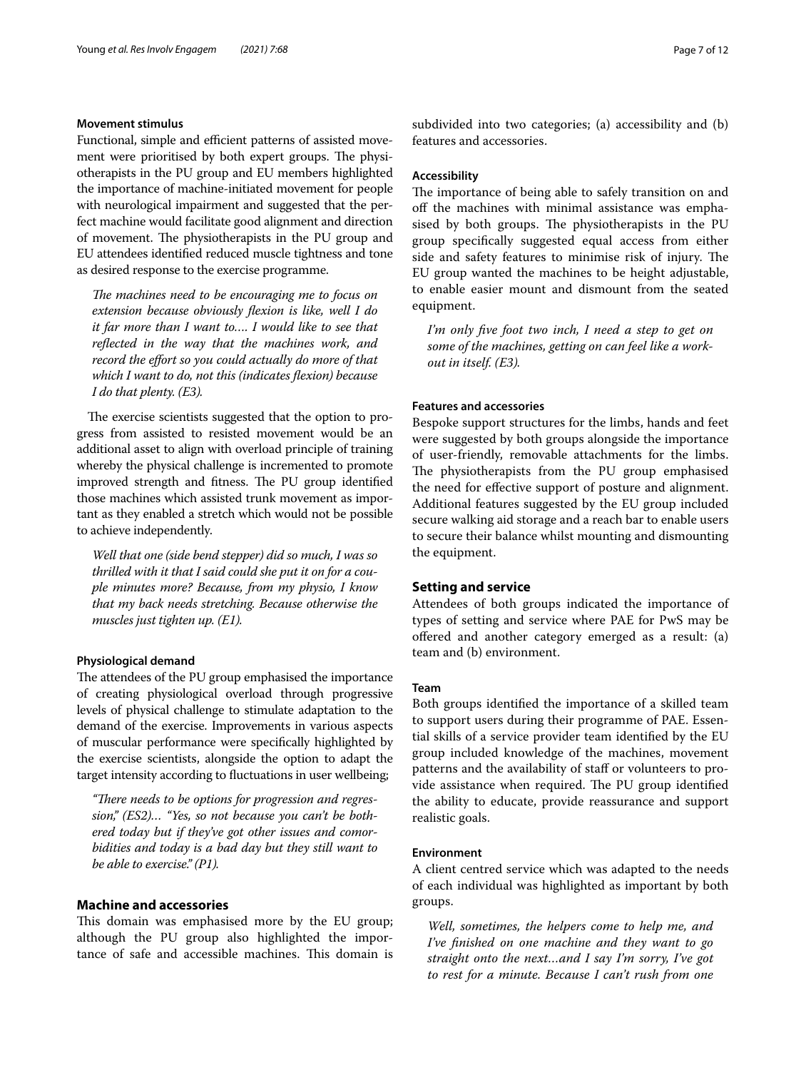#### Movement stimulus

Functional, simple and efficient patterns of assisted movement were prioritised by both expert groups. The physiotherapists in the PU group and EU members highlighted the importance of machine-initiated movement for people with neurological impairment and suggested that the perfect machine would facilitate good alignment and direction of movement. The physiotherapists in the PU group and EU attendees identified reduced muscle tightness and tone as desired response to the exercise programme.

> *The machines need to be encouraging me to focus on extension because obviously flexion is like, well I do it far more than I want to.… I would like to see that reflected in the way that the machines work, and record the effort so you could actually do more of that which I want to do, not this (indicates flexion) because I do that plenty. (E3).*

The exercise scientists suggested that the option to progress from assisted to resisted movement would be an additional asset to align with overload principle of training whereby the physical challenge is incremented to promote improved strength and fitness. The PU group identified those machines which assisted trunk movement as important as they enabled a stretch which would not be possible to achieve independently.

> *Well that one (side bend stepper) did so much, I was so thrilled with it that I said could she put it on for a couple minutes more? Because, from my physio, I know that my back needs stretching. Because otherwise the muscles just tighten up. (E1).*

#### Physiological demand

The attendees of the PU group emphasised the importance of creating physiological overload through progressive levels of physical challenge to stimulate adaptation to the demand of the exercise. Improvements in various aspects of muscular performance were specifically highlighted by the exercise scientists, alongside the option to adapt the target intensity according to fluctuations in user wellbeing;

> *"There needs to be options for progression and regression," (ES2)… "Yes, so not because you can't be bothered today but if they've got other issues and comorbidities and today is a bad day but they still want to be able to exercise." (P1).*

### Machine and accessories

This domain was emphasised more by the EU group; although the PU group also highlighted the importance of safe and accessible machines. This domain is subdivided into two categories; (a) accessibility and (b) features and accessories.

#### Accessibility

The importance of being able to safely transition on and off the machines with minimal assistance was emphasised by both groups. The physiotherapists in the PU group specifically suggested equal access from either side and safety features to minimise risk of injury. The EU group wanted the machines to be height adjustable, to enable easier mount and dismount from the seated equipment.

> *I'm only five foot two inch, I need a step to get on some of the machines, getting on can feel like a workout in itself. (E3).*

#### Features and accessories

Bespoke support structures for the limbs, hands and feet were suggested by both groups alongside the importance of user-friendly, removable attachments for the limbs. The physiotherapists from the PU group emphasised the need for effective support of posture and alignment. Additional features suggested by the EU group included secure walking aid storage and a reach bar to enable users to secure their balance whilst mounting and dismounting the equipment.

### Setting and service

Attendees of both groups indicated the importance of types of setting and service where PAE for PwS may be offered and another category emerged as a result: (a) team and (b) environment.

#### Team

Both groups identified the importance of a skilled team to support users during their programme of PAE. Essential skills of a service provider team identified by the EU group included knowledge of the machines, movement patterns and the availability of staff or volunteers to provide assistance when required. The PU group identified the ability to educate, provide reassurance and support realistic goals.

#### Environment

A client centred service which was adapted to the needs of each individual was highlighted as important by both groups.

> *Well, sometimes, the helpers come to help me, and I've finished on one machine and they want to go straight onto the next…and I say I'm sorry, I've got to rest for a minute. Because I can't rush from one*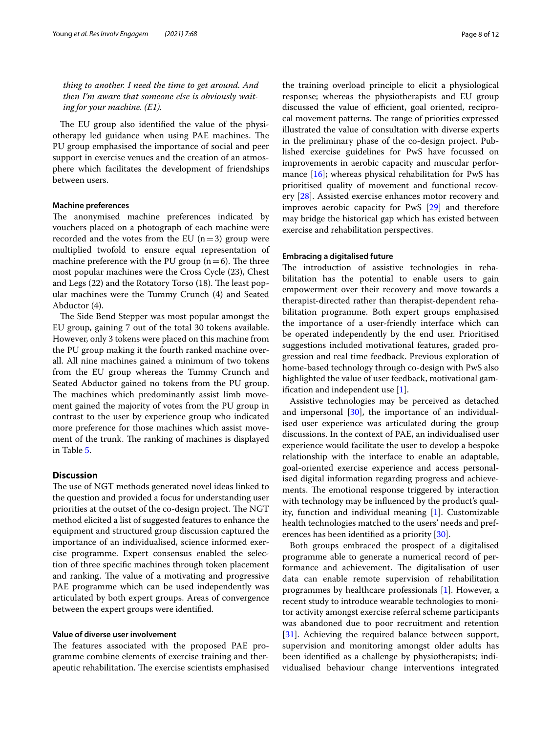*thing to another. I need the time to get around. And then I'm aware that someone else is obviously waiting for your machine. (E1).*

The EU group also identified the value of the physiotherapy led guidance when using PAE machines. The PU group emphasised the importance of social and peer support in exercise venues and the creation of an atmosphere which facilitates the development of friendships between users.

### Machine preferences

The anonymised machine preferences indicated by vouchers placed on a photograph of each machine were recorded and the votes from the EU (n = 3) group were multiplied twofold to ensure equal representation of machine preference with the PU group (n = 6). The three most popular machines were the Cross Cycle (23), Chest and Legs (22) and the Rotatory Torso (18). The least popular machines were the Tummy Crunch (4) and Seated Abductor (4).

The Side Bend Stepper was most popular amongst the EU group, gaining 7 out of the total 30 tokens available. However, only 3 tokens were placed on this machine from the PU group making it the fourth ranked machine overall. All nine machines gained a minimum of two tokens from the EU group whereas the Tummy Crunch and Seated Abductor gained no tokens from the PU group. The machines which predominantly assist limb movement gained the majority of votes from the PU group in contrast to the user by experience group who indicated more preference for those machines which assist movement of the trunk. The ranking of machines is displayed in Table 5.

## Discussion

The use of NGT methods generated novel ideas linked to the question and provided a focus for understanding user priorities at the outset of the co-design project. The NGT method elicited a list of suggested features to enhance the equipment and structured group discussion captured the importance of an individualised, science informed exercise programme. Expert consensus enabled the selection of three specific machines through token placement and ranking. The value of a motivating and progressive PAE programme which can be used independently was articulated by both expert groups. Areas of convergence between the expert groups were identified.

### Value of diverse user involvement

The features associated with the proposed PAE programme combine elements of exercise training and therapeutic rehabilitation. The exercise scientists emphasised the training overload principle to elicit a physiological response; whereas the physiotherapists and EU group discussed the value of efficient, goal oriented, reciprocal movement patterns. The range of priorities expressed illustrated the value of consultation with diverse experts in the preliminary phase of the co-design project. Published exercise guidelines for PwS have focussed on improvements in aerobic capacity and muscular performance [16]; whereas physical rehabilitation for PwS has prioritised quality of movement and functional recovery [28]. Assisted exercise enhances motor recovery and improves aerobic capacity for PwS [29] and therefore may bridge the historical gap which has existed between exercise and rehabilitation perspectives.

### Embracing a digitalised future

The introduction of assistive technologies in rehabilitation has the potential to enable users to gain empowerment over their recovery and move towards a therapist-directed rather than therapist-dependent rehabilitation programme. Both expert groups emphasised the importance of a user-friendly interface which can be operated independently by the end user. Prioritised suggestions included motivational features, graded progression and real time feedback. Previous exploration of home-based technology through co-design with PwS also highlighted the value of user feedback, motivational gamification and independent use [1].

Assistive technologies may be perceived as detached and impersonal [30], the importance of an individualised user experience was articulated during the group discussions. In the context of PAE, an individualised user experience would facilitate the user to develop a bespoke relationship with the interface to enable an adaptable, goal-oriented exercise experience and access personalised digital information regarding progress and achievements. The emotional response triggered by interaction with technology may be influenced by the product's quality, function and individual meaning [1]. Customizable health technologies matched to the users' needs and preferences has been identified as a priority [30].

Both groups embraced the prospect of a digitalised programme able to generate a numerical record of performance and achievement. The digitalisation of user data can enable remote supervision of rehabilitation programmes by healthcare professionals [1]. However, a recent study to introduce wearable technologies to monitor activity amongst exercise referral scheme participants was abandoned due to poor recruitment and retention [31]. Achieving the required balance between support, supervision and monitoring amongst older adults has been identified as a challenge by physiotherapists; individualised behaviour change interventions integrated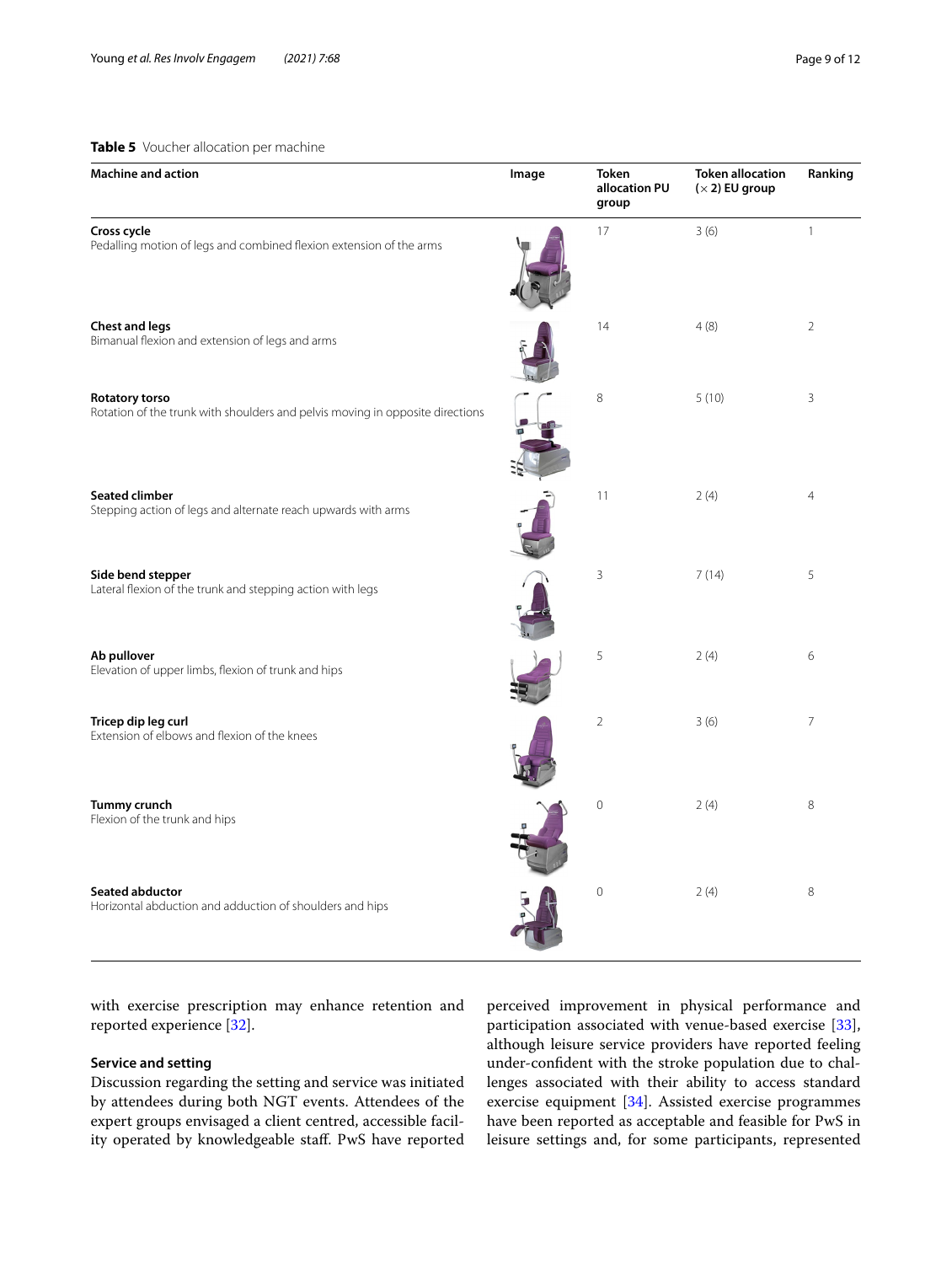**Table 5** Voucher allocation per machine

| Machine and action | Image | Token allocation PU group | Token allocation (× 2) EU group | Ranking |
|---|---|---|---|---|
| **Cross cycle**<br>Pedalling motion of legs and combined flexion extension of the arms | | 17 | 3 (6) | 1 |
| **Chest and legs**<br>Bimanual flexion and extension of legs and arms | | 14 | 4 (8) | 2 |
| **Rotatory torso**<br>Rotation of the trunk with shoulders and pelvis moving in opposite directions | | 8 | 5 (10) | 3 |
| **Seated climber**<br>Stepping action of legs and alternate reach upwards with arms | | 11 | 2 (4) | 4 |
| **Side bend stepper**<br>Lateral flexion of the trunk and stepping action with legs | | 3 | 7 (14) | 5 |
| **Ab pullover**<br>Elevation of upper limbs, flexion of trunk and hips | | 5 | 2 (4) | 6 |
| **Tricep dip leg curl**<br>Extension of elbows and flexion of the knees | | 2 | 3 (6) | 7 |
| **Tummy crunch**<br>Flexion of the trunk and hips | | 0 | 2 (4) | 8 |
| **Seated abductor**<br>Horizontal abduction and adduction of shoulders and hips | | 0 | 2 (4) | 8 |

with exercise prescription may enhance retention and reported experience [32].

### Service and setting

Discussion regarding the setting and service was initiated by attendees during both NGT events. Attendees of the expert groups envisaged a client centred, accessible facility operated by knowledgeable staff. PwS have reported perceived improvement in physical performance and participation associated with venue-based exercise [33], although leisure service providers have reported feeling under-confident with the stroke population due to challenges associated with their ability to access standard exercise equipment [34]. Assisted exercise programmes have been reported as acceptable and feasible for PwS in leisure settings and, for some participants, represented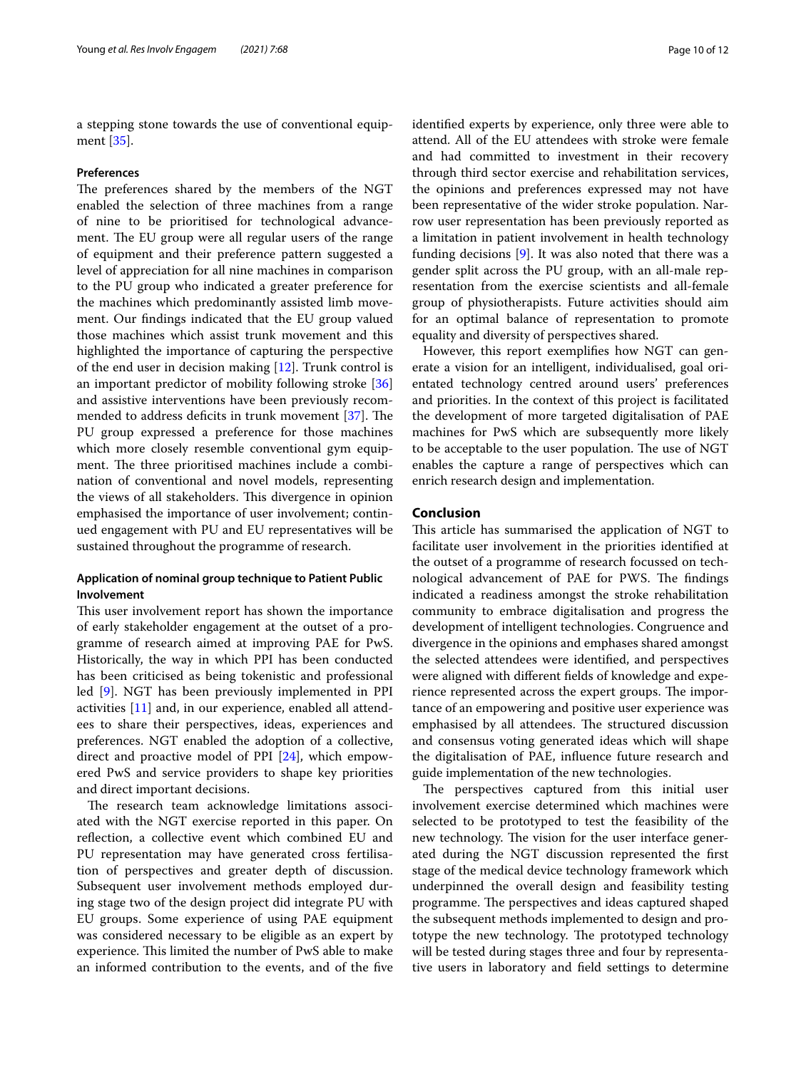a stepping stone towards the use of conventional equipment [35].

### Preferences

The preferences shared by the members of the NGT enabled the selection of three machines from a range of nine to be prioritised for technological advancement. The EU group were all regular users of the range of equipment and their preference pattern suggested a level of appreciation for all nine machines in comparison to the PU group who indicated a greater preference for the machines which predominantly assisted limb movement. Our findings indicated that the EU group valued those machines which assist trunk movement and this highlighted the importance of capturing the perspective of the end user in decision making [12]. Trunk control is an important predictor of mobility following stroke [36] and assistive interventions have been previously recommended to address deficits in trunk movement [37]. The PU group expressed a preference for those machines which more closely resemble conventional gym equipment. The three prioritised machines include a combination of conventional and novel models, representing the views of all stakeholders. This divergence in opinion emphasised the importance of user involvement; continued engagement with PU and EU representatives will be sustained throughout the programme of research.

### Application of nominal group technique to Patient Public Involvement

This user involvement report has shown the importance of early stakeholder engagement at the outset of a programme of research aimed at improving PAE for PwS. Historically, the way in which PPI has been conducted has been criticised as being tokenistic and professional led [9]. NGT has been previously implemented in PPI activities [11] and, in our experience, enabled all attendees to share their perspectives, ideas, experiences and preferences. NGT enabled the adoption of a collective, direct and proactive model of PPI [24], which empowered PwS and service providers to shape key priorities and direct important decisions.

The research team acknowledge limitations associated with the NGT exercise reported in this paper. On reflection, a collective event which combined EU and PU representation may have generated cross fertilisation of perspectives and greater depth of discussion. Subsequent user involvement methods employed during stage two of the design project did integrate PU with EU groups. Some experience of using PAE equipment was considered necessary to be eligible as an expert by experience. This limited the number of PwS able to make an informed contribution to the events, and of the five identified experts by experience, only three were able to attend. All of the EU attendees with stroke were female and had committed to investment in their recovery through third sector exercise and rehabilitation services, the opinions and preferences expressed may not have been representative of the wider stroke population. Narrow user representation has been previously reported as a limitation in patient involvement in health technology funding decisions [9]. It was also noted that there was a gender split across the PU group, with an all-male representation from the exercise scientists and all-female group of physiotherapists. Future activities should aim for an optimal balance of representation to promote equality and diversity of perspectives shared.

However, this report exemplifies how NGT can generate a vision for an intelligent, individualised, goal orientated technology centred around users' preferences and priorities. In the context of this project is facilitated the development of more targeted digitalisation of PAE machines for PwS which are subsequently more likely to be acceptable to the user population. The use of NGT enables the capture a range of perspectives which can enrich research design and implementation.

## Conclusion

This article has summarised the application of NGT to facilitate user involvement in the priorities identified at the outset of a programme of research focussed on technological advancement of PAE for PWS. The findings indicated a readiness amongst the stroke rehabilitation community to embrace digitalisation and progress the development of intelligent technologies. Congruence and divergence in the opinions and emphases shared amongst the selected attendees were identified, and perspectives were aligned with different fields of knowledge and experience represented across the expert groups. The importance of an empowering and positive user experience was emphasised by all attendees. The structured discussion and consensus voting generated ideas which will shape the digitalisation of PAE, influence future research and guide implementation of the new technologies.

The perspectives captured from this initial user involvement exercise determined which machines were selected to be prototyped to test the feasibility of the new technology. The vision for the user interface generated during the NGT discussion represented the first stage of the medical device technology framework which underpinned the overall design and feasibility testing programme. The perspectives and ideas captured shaped the subsequent methods implemented to design and prototype the new technology. The prototyped technology will be tested during stages three and four by representative users in laboratory and field settings to determine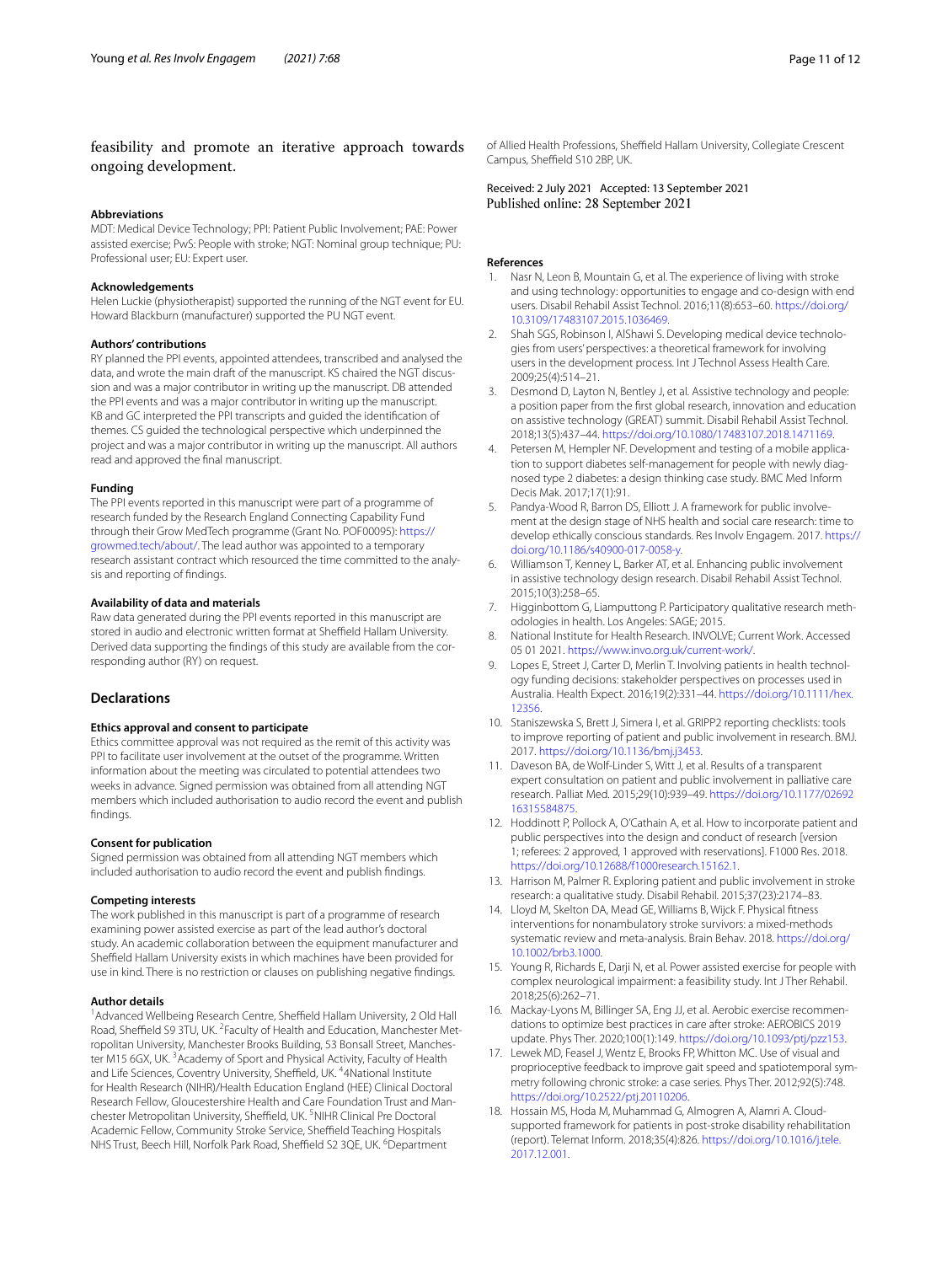feasibility and promote an iterative approach towards ongoing development.

**Abbreviations**
MDT: Medical Device Technology; PPI: Patient Public Involvement; PAE: Power assisted exercise; PwS: People with stroke; NGT: Nominal group technique; PU: Professional user; EU: Expert user.

**Acknowledgements**
Helen Luckie (physiotherapist) supported the running of the NGT event for EU. Howard Blackburn (manufacturer) supported the PU NGT event.

**Authors' contributions**
RY planned the PPI events, appointed attendees, transcribed and analysed the data, and wrote the main draft of the manuscript. KS chaired the NGT discussion and was a major contributor in writing up the manuscript. DB attended the PPI events and was a major contributor in writing up the manuscript. KB and GC interpreted the PPI transcripts and guided the identification of themes. CS guided the technological perspective which underpinned the project and was a major contributor in writing up the manuscript. All authors read and approved the final manuscript.

**Funding**
The PPI events reported in this manuscript were part of a programme of research funded by the Research England Connecting Capability Fund through their Grow MedTech programme (Grant No. POF00095): https://growmed.tech/about/. The lead author was appointed to a temporary research assistant contract which resourced the time committed to the analysis and reporting of findings.

**Availability of data and materials**
Raw data generated during the PPI events reported in this manuscript are stored in audio and electronic written format at Sheffield Hallam University. Derived data supporting the findings of this study are available from the corresponding author (RY) on request.

## Declarations

**Ethics approval and consent to participate**
Ethics committee approval was not required as the remit of this activity was PPI to facilitate user involvement at the outset of the programme. Written information about the meeting was circulated to potential attendees two weeks in advance. Signed permission was obtained from all attending NGT members which included authorisation to audio record the event and publish findings.

**Consent for publication**
Signed permission was obtained from all attending NGT members which included authorisation to audio record the event and publish findings.

**Competing interests**
The work published in this manuscript is part of a programme of research examining power assisted exercise as part of the lead author's doctoral study. An academic collaboration between the equipment manufacturer and Sheffield Hallam University exists in which machines have been provided for use in kind. There is no restriction or clauses on publishing negative findings.

**Author details**
[1]Advanced Wellbeing Research Centre, Sheffield Hallam University, 2 Old Hall Road, Sheffield S9 3TU, UK. [2]Faculty of Health and Education, Manchester Metropolitan University, Manchester Brooks Building, 53 Bonsall Street, Manchester M15 6GX, UK. [3]Academy of Sport and Physical Activity, Faculty of Health and Life Sciences, Coventry University, Sheffield, UK. [4]4National Institute for Health Research (NIHR)/Health Education England (HEE) Clinical Doctoral Research Fellow, Gloucestershire Health and Care Foundation Trust and Manchester Metropolitan University, Sheffield, UK. [5]NIHR Clinical Pre Doctoral Academic Fellow, Community Stroke Service, Sheffield Teaching Hospitals NHS Trust, Beech Hill, Norfolk Park Road, Sheffield S2 3QE, UK. [6]Department of Allied Health Professions, Sheffield Hallam University, Collegiate Crescent Campus, Sheffield S10 2BP, UK.

Received: 2 July 2021 Accepted: 13 September 2021
Published online: 28 September 2021

**References**

1. Nasr N, Leon B, Mountain G, et al. The experience of living with stroke and using technology: opportunities to engage and co-design with end users. Disabil Rehabil Assist Technol. 2016;11(8):653–60. https://doi.org/10.3109/17483107.2015.1036469.
2. Shah SGS, Robinson I, AlShawi S. Developing medical device technologies from users' perspectives: a theoretical framework for involving users in the development process. Int J Technol Assess Health Care. 2009;25(4):514–21.
3. Desmond D, Layton N, Bentley J, et al. Assistive technology and people: a position paper from the first global research, innovation and education on assistive technology (GREAT) summit. Disabil Rehabil Assist Technol. 2018;13(5):437–44. https://doi.org/10.1080/17483107.2018.1471169.
4. Petersen M, Hempler NF. Development and testing of a mobile application to support diabetes self-management for people with newly diagnosed type 2 diabetes: a design thinking case study. BMC Med Inform Decis Mak. 2017;17(1):91.
5. Pandya-Wood R, Barron DS, Elliott J. A framework for public involvement at the design stage of NHS health and social care research: time to develop ethically conscious standards. Res Involv Engagem. 2017. https://doi.org/10.1186/s40900-017-0058-y.
6. Williamson T, Kenney L, Barker AT, et al. Enhancing public involvement in assistive technology design research. Disabil Rehabil Assist Technol. 2015;10(3):258–65.
7. Higginbottom G, Liamputtong P. Participatory qualitative research methodologies in health. Los Angeles: SAGE; 2015.
8. National Institute for Health Research. INVOLVE; Current Work. Accessed 05 01 2021. https://www.invo.org.uk/current-work/.
9. Lopes E, Street J, Carter D, Merlin T. Involving patients in health technology funding decisions: stakeholder perspectives on processes used in Australia. Health Expect. 2016;19(2):331–44. https://doi.org/10.1111/hex.12356.
10. Staniszewska S, Brett J, Simera I, et al. GRIPP2 reporting checklists: tools to improve reporting of patient and public involvement in research. BMJ. 2017. https://doi.org/10.1136/bmj.j3453.
11. Daveson BA, de Wolf-Linder S, Witt J, et al. Results of a transparent expert consultation on patient and public involvement in palliative care research. Palliat Med. 2015;29(10):939–49. https://doi.org/10.1177/0269216315584875.
12. Hoddinott P, Pollock A, O'Cathain A, et al. How to incorporate patient and public perspectives into the design and conduct of research [version 1; referees: 2 approved, 1 approved with reservations]. F1000 Res. 2018. https://doi.org/10.12688/f1000research.15162.1.
13. Harrison M, Palmer R. Exploring patient and public involvement in stroke research: a qualitative study. Disabil Rehabil. 2015;37(23):2174–83.
14. Lloyd M, Skelton DA, Mead GE, Williams B, Wijck F. Physical fitness interventions for nonambulatory stroke survivors: a mixed-methods systematic review and meta-analysis. Brain Behav. 2018. https://doi.org/10.1002/brb3.1000.
15. Young R, Richards E, Darji N, et al. Power assisted exercise for people with complex neurological impairment: a feasibility study. Int J Ther Rehabil. 2018;25(6):262–71.
16. Mackay-Lyons M, Billinger SA, Eng JJ, et al. Aerobic exercise recommendations to optimize best practices in care after stroke: AEROBICS 2019 update. Phys Ther. 2020;100(1):149. https://doi.org/10.1093/ptj/pzz153.
17. Lewek MD, Feasel J, Wentz E, Brooks FP, Whitton MC. Use of visual and proprioceptive feedback to improve gait speed and spatiotemporal symmetry following chronic stroke: a case series. Phys Ther. 2012;92(5):748. https://doi.org/10.2522/ptj.20110206.
18. Hossain MS, Hoda M, Muhammad G, Almogren A, Alamri A. Cloud-supported framework for patients in post-stroke disability rehabilitation (report). Telemat Inform. 2018;35(4):826. https://doi.org/10.1016/j.tele.2017.12.001.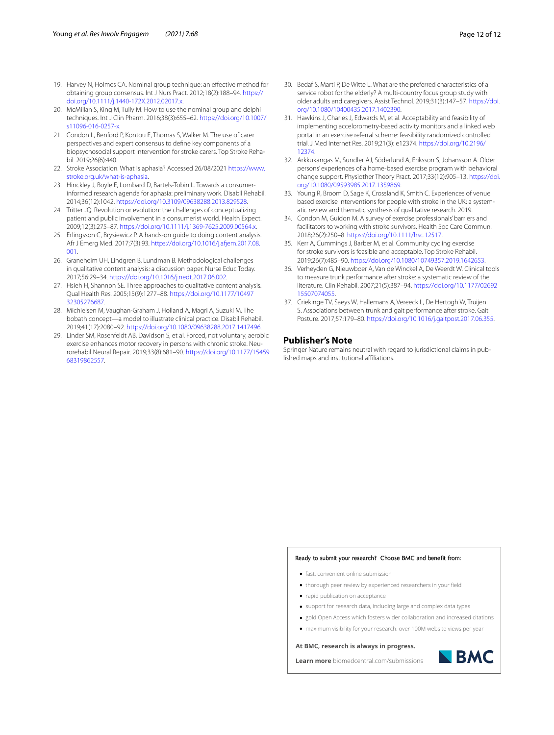19. Harvey N, Holmes CA. Nominal group technique: an effective method for obtaining group consensus. Int J Nurs Pract. 2012;18(2):188–94. https://doi.org/10.1111/j.1440-172X.2012.02017.x.
20. McMillan S, King M, Tully M. How to use the nominal group and delphi techniques. Int J Clin Pharm. 2016;38(3):655–62. https://doi.org/10.1007/s11096-016-0257-x.
21. Condon L, Benford P, Kontou E, Thomas S, Walker M. The use of carer perspectives and expert consensus to define key components of a biopsychosocial support intervention for stroke carers. Top Stroke Rehabil. 2019;26(6):440.
22. Stroke Association. What is aphasia? Accessed 26/08/2021 https://www.stroke.org.uk/what-is-aphasia.
23. Hinckley J, Boyle E, Lombard D, Bartels-Tobin L. Towards a consumer-informed research agenda for aphasia: preliminary work. Disabil Rehabil. 2014;36(12):1042. https://doi.org/10.3109/09638288.2013.829528.
24. Tritter JQ. Revolution or evolution: the challenges of conceptualizing patient and public involvement in a consumerist world. Health Expect. 2009;12(3):275–87. https://doi.org/10.1111/j.1369-7625.2009.00564.x.
25. Erlingsson C, Brysiewicz P. A hands-on guide to doing content analysis. Afr J Emerg Med. 2017;7(3):93. https://doi.org/10.1016/j.afjem.2017.08.001.
26. Graneheim UH, Lindgren B, Lundman B. Methodological challenges in qualitative content analysis: a discussion paper. Nurse Educ Today. 2017;56:29–34. https://doi.org/10.1016/j.nedt.2017.06.002.
27. Hsieh H, Shannon SE. Three approaches to qualitative content analysis. Qual Health Res. 2005;15(9):1277–88. https://doi.org/10.1177/1049732305276687.
28. Michielsen M, Vaughan-Graham J, Holland A, Magri A, Suzuki M. The bobath concept—a model to illustrate clinical practice. Disabil Rehabil. 2019;41(17):2080–92. https://doi.org/10.1080/09638288.2017.1417496.
29. Linder SM, Rosenfeldt AB, Davidson S, et al. Forced, not voluntary, aerobic exercise enhances motor recovery in persons with chronic stroke. Neurorehabil Neural Repair. 2019;33(8):681–90. https://doi.org/10.1177/1545968319862557.
30. Bedaf S, Marti P, De Witte L. What are the preferred characteristics of a service robot for the elderly? A multi-country focus group study with older adults and caregivers. Assist Technol. 2019;31(3):147–57. https://doi.org/10.1080/10400435.2017.1402390.
31. Hawkins J, Charles J, Edwards M, et al. Acceptability and feasibility of implementing accelorometry-based activity monitors and a linked web portal in an exercise referral scheme: feasibility randomized controlled trial. J Med Internet Res. 2019;21(3): e12374. https://doi.org/10.2196/12374.
32. Arkkukangas M, Sundler AJ, Söderlund A, Eriksson S, Johansson A. Older persons' experiences of a home-based exercise program with behavioral change support. Physiother Theory Pract. 2017;33(12):905–13. https://doi.org/10.1080/09593985.2017.1359869.
33. Young R, Broom D, Sage K, Crossland K, Smith C. Experiences of venue based exercise interventions for people with stroke in the UK: a systematic review and thematic synthesis of qualitative research. 2019.
34. Condon M, Guidon M. A survey of exercise professionals' barriers and facilitators to working with stroke survivors. Health Soc Care Commun. 2018;26(2):250–8. https://doi.org/10.1111/hsc.12517.
35. Kerr A, Cummings J, Barber M, et al. Community cycling exercise for stroke survivors is feasible and acceptable. Top Stroke Rehabil. 2019;26(7):485–90. https://doi.org/10.1080/10749357.2019.1642653.
36. Verheyden G, Nieuwboer A, Van de Winckel A, De Weerdt W. Clinical tools to measure trunk performance after stroke: a systematic review of the literature. Clin Rehabil. 2007;21(5):387–94. https://doi.org/10.1177/0269215507074055.
37. Criekinge TV, Saeys W, Hallemans A, Vereeck L, De Hertogh W, Truijen S. Associations between trunk and gait performance after stroke. Gait Posture. 2017;57:179–80. https://doi.org/10.1016/j.gaitpost.2017.06.355.

## Publisher's Note

Springer Nature remains neutral with regard to jurisdictional claims in published maps and institutional affiliations.

Ready to submit your research? Choose BMC and benefit from:

- fast, convenient online submission
- thorough peer review by experienced researchers in your field
- rapid publication on acceptance
- support for research data, including large and complex data types
- gold Open Access which fosters wider collaboration and increased citations
- maximum visibility for your research: over 100M website views per year

**At BMC, research is always in progress.**

**Learn more** biomedcentral.com/submissions

BMC